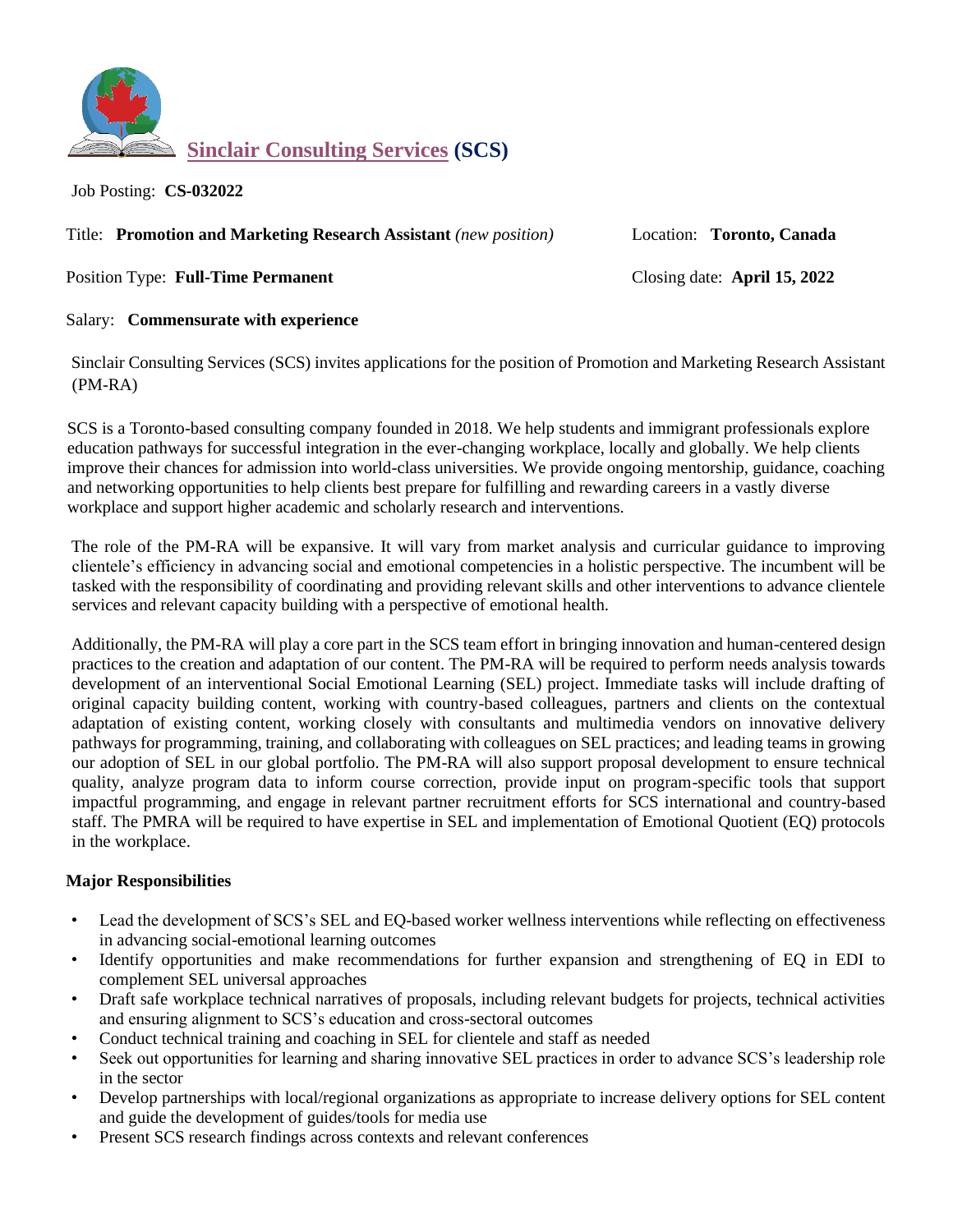# Sinclair Consulting Services (SCS)

Job Posting: **CS-032022**

Title: **Promotion and Marketing Research Assistant** *(new position)*

Location: **Toronto, Canada**

Position Type: **Full-Time Permanent**

Closing date: **April 15, 2022**

Salary: **Commensurate with experience**

Sinclair Consulting Services (SCS) invites applications for the position of Promotion and Marketing Research Assistant (PM-RA)

SCS is a Toronto-based consulting company founded in 2018. We help students and immigrant professionals explore education pathways for successful integration in the ever-changing workplace, locally and globally. We help clients improve their chances for admission into world-class universities. We provide ongoing mentorship, guidance, coaching and networking opportunities to help clients best prepare for fulfilling and rewarding careers in a vastly diverse workplace and support higher academic and scholarly research and interventions.

The role of the PM-RA will be expansive. It will vary from market analysis and curricular guidance to improving clientele's efficiency in advancing social and emotional competencies in a holistic perspective. The incumbent will be tasked with the responsibility of coordinating and providing relevant skills and other interventions to advance clientele services and relevant capacity building with a perspective of emotional health.

Additionally, the PM-RA will play a core part in the SCS team effort in bringing innovation and human-centered design practices to the creation and adaptation of our content. The PM-RA will be required to perform needs analysis towards development of an interventional Social Emotional Learning (SEL) project. Immediate tasks will include drafting of original capacity building content, working with country-based colleagues, partners and clients on the contextual adaptation of existing content, working closely with consultants and multimedia vendors on innovative delivery pathways for programming, training, and collaborating with colleagues on SEL practices; and leading teams in growing our adoption of SEL in our global portfolio. The PM-RA will also support proposal development to ensure technical quality, analyze program data to inform course correction, provide input on program-specific tools that support impactful programming, and engage in relevant partner recruitment efforts for SCS international and country-based staff. The PMRA will be required to have expertise in SEL and implementation of Emotional Quotient (EQ) protocols in the workplace.

**Major Responsibilities**

- Lead the development of SCS's SEL and EQ-based worker wellness interventions while reflecting on effectiveness in advancing social-emotional learning outcomes
- Identify opportunities and make recommendations for further expansion and strengthening of EQ in EDI to complement SEL universal approaches
- Draft safe workplace technical narratives of proposals, including relevant budgets for projects, technical activities and ensuring alignment to SCS's education and cross-sectoral outcomes
- Conduct technical training and coaching in SEL for clientele and staff as needed
- Seek out opportunities for learning and sharing innovative SEL practices in order to advance SCS's leadership role in the sector
- Develop partnerships with local/regional organizations as appropriate to increase delivery options for SEL content and guide the development of guides/tools for media use
- Present SCS research findings across contexts and relevant conferences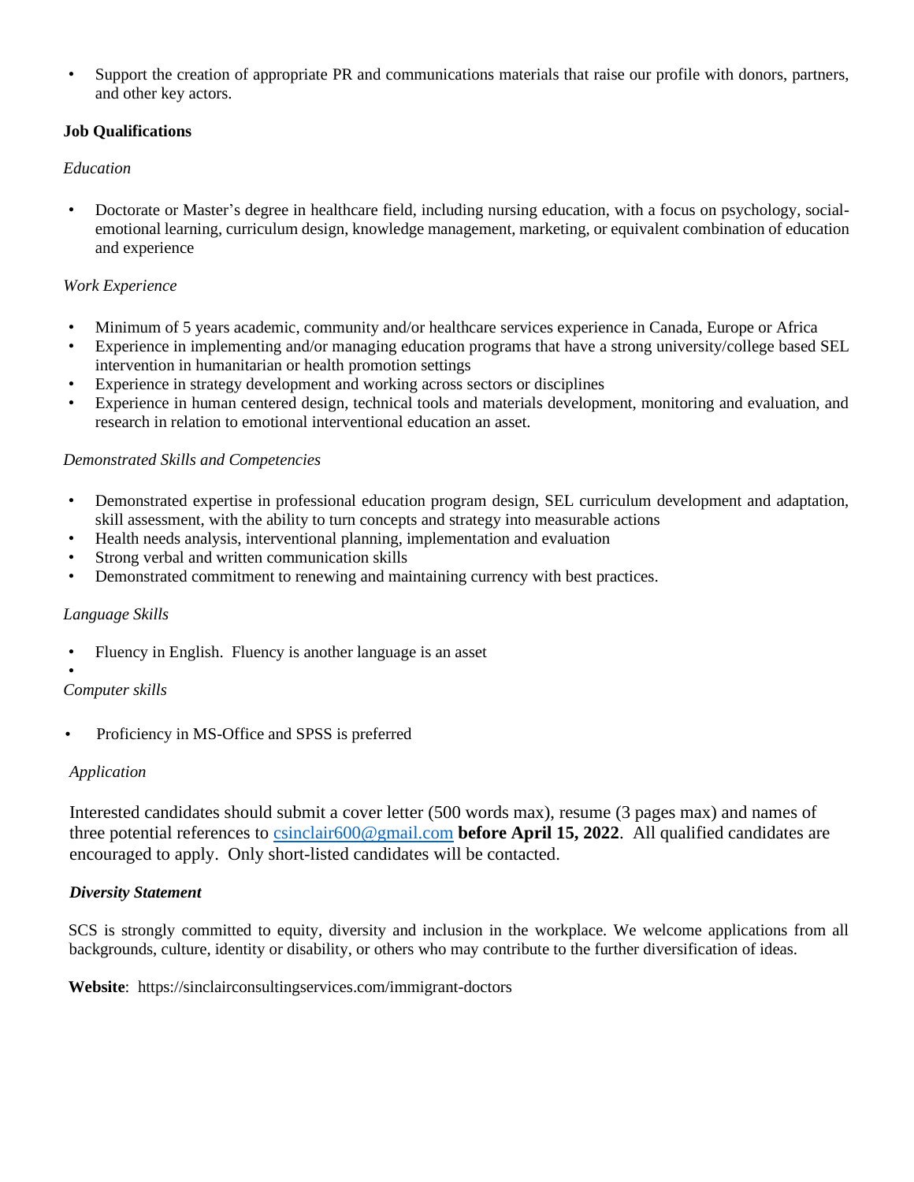- Support the creation of appropriate PR and communications materials that raise our profile with donors, partners, and other key actors.

**Job Qualifications**

*Education*

- Doctorate or Master's degree in healthcare field, including nursing education, with a focus on psychology, social-emotional learning, curriculum design, knowledge management, marketing, or equivalent combination of education and experience

*Work Experience*

- Minimum of 5 years academic, community and/or healthcare services experience in Canada, Europe or Africa
- Experience in implementing and/or managing education programs that have a strong university/college based SEL intervention in humanitarian or health promotion settings
- Experience in strategy development and working across sectors or disciplines
- Experience in human centered design, technical tools and materials development, monitoring and evaluation, and research in relation to emotional interventional education an asset.

*Demonstrated Skills and Competencies*

- Demonstrated expertise in professional education program design, SEL curriculum development and adaptation, skill assessment, with the ability to turn concepts and strategy into measurable actions
- Health needs analysis, interventional planning, implementation and evaluation
- Strong verbal and written communication skills
- Demonstrated commitment to renewing and maintaining currency with best practices.

*Language Skills*

- Fluency in English. Fluency is another language is an asset

*Computer skills*

- Proficiency in MS-Office and SPSS is preferred

*Application*

Interested candidates should submit a cover letter (500 words max), resume (3 pages max) and names of three potential references to csinclair600@gmail.com **before April 15, 2022**. All qualified candidates are encouraged to apply. Only short-listed candidates will be contacted.

***Diversity Statement***

SCS is strongly committed to equity, diversity and inclusion in the workplace. We welcome applications from all backgrounds, culture, identity or disability, or others who may contribute to the further diversification of ideas.

**Website**: https://sinclairconsultingservices.com/immigrant-doctors